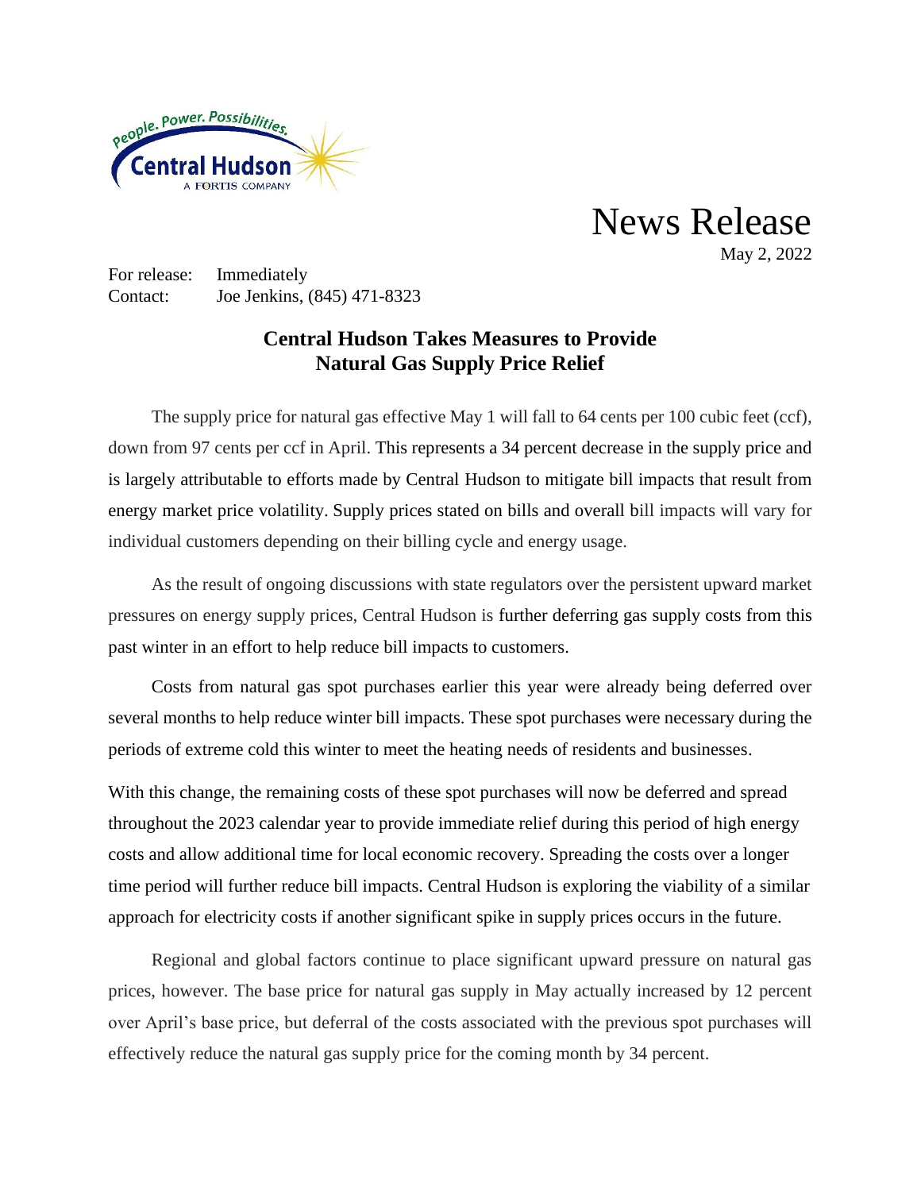# News Release

May 2, 2022

For release: Immediately
Contact: Joe Jenkins, (845) 471-8323

## Central Hudson Takes Measures to Provide Natural Gas Supply Price Relief

The supply price for natural gas effective May 1 will fall to 64 cents per 100 cubic feet (ccf), down from 97 cents per ccf in April. This represents a 34 percent decrease in the supply price and is largely attributable to efforts made by Central Hudson to mitigate bill impacts that result from energy market price volatility. Supply prices stated on bills and overall bill impacts will vary for individual customers depending on their billing cycle and energy usage.

As the result of ongoing discussions with state regulators over the persistent upward market pressures on energy supply prices, Central Hudson is further deferring gas supply costs from this past winter in an effort to help reduce bill impacts to customers.

Costs from natural gas spot purchases earlier this year were already being deferred over several months to help reduce winter bill impacts. These spot purchases were necessary during the periods of extreme cold this winter to meet the heating needs of residents and businesses.

With this change, the remaining costs of these spot purchases will now be deferred and spread throughout the 2023 calendar year to provide immediate relief during this period of high energy costs and allow additional time for local economic recovery. Spreading the costs over a longer time period will further reduce bill impacts. Central Hudson is exploring the viability of a similar approach for electricity costs if another significant spike in supply prices occurs in the future.

Regional and global factors continue to place significant upward pressure on natural gas prices, however. The base price for natural gas supply in May actually increased by 12 percent over April's base price, but deferral of the costs associated with the previous spot purchases will effectively reduce the natural gas supply price for the coming month by 34 percent.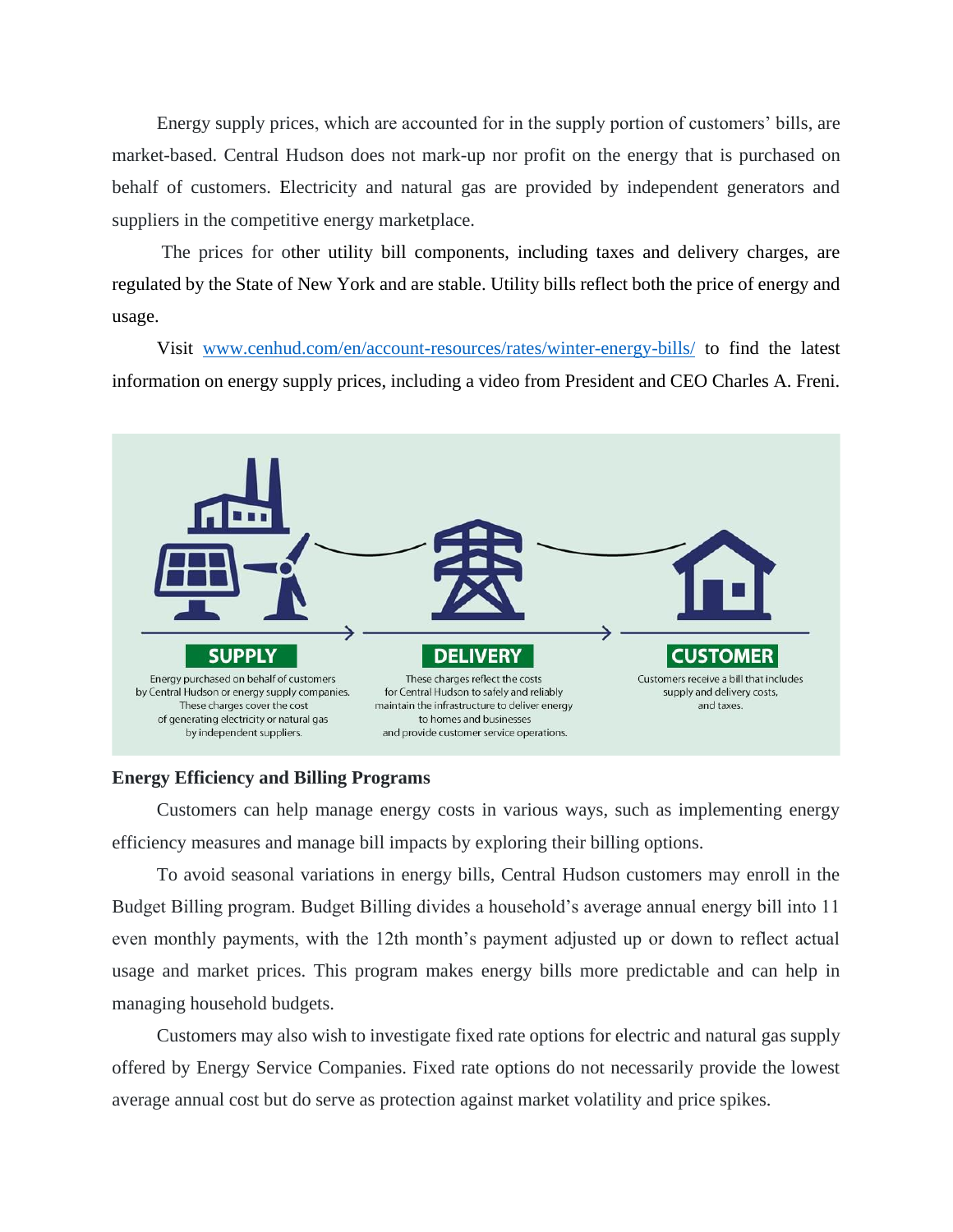Energy supply prices, which are accounted for in the supply portion of customers' bills, are market-based. Central Hudson does not mark-up nor profit on the energy that is purchased on behalf of customers. Electricity and natural gas are provided by independent generators and suppliers in the competitive energy marketplace.

The prices for other utility bill components, including taxes and delivery charges, are regulated by the State of New York and are stable. Utility bills reflect both the price of energy and usage.

Visit www.cenhud.com/en/account-resources/rates/winter-energy-bills/ to find the latest information on energy supply prices, including a video from President and CEO Charles A. Freni.

**SUPPLY**

Energy purchased on behalf of customers by Central Hudson or energy supply companies. These charges cover the cost of generating electricity or natural gas by independent suppliers.

**DELIVERY**

These charges reflect the costs for Central Hudson to safely and reliably maintain the infrastructure to deliver energy to homes and businesses and provide customer service operations.

**CUSTOMER**

Customers receive a bill that includes supply and delivery costs, and taxes.

**Energy Efficiency and Billing Programs**

Customers can help manage energy costs in various ways, such as implementing energy efficiency measures and manage bill impacts by exploring their billing options.

To avoid seasonal variations in energy bills, Central Hudson customers may enroll in the Budget Billing program. Budget Billing divides a household's average annual energy bill into 11 even monthly payments, with the 12th month's payment adjusted up or down to reflect actual usage and market prices. This program makes energy bills more predictable and can help in managing household budgets.

Customers may also wish to investigate fixed rate options for electric and natural gas supply offered by Energy Service Companies. Fixed rate options do not necessarily provide the lowest average annual cost but do serve as protection against market volatility and price spikes.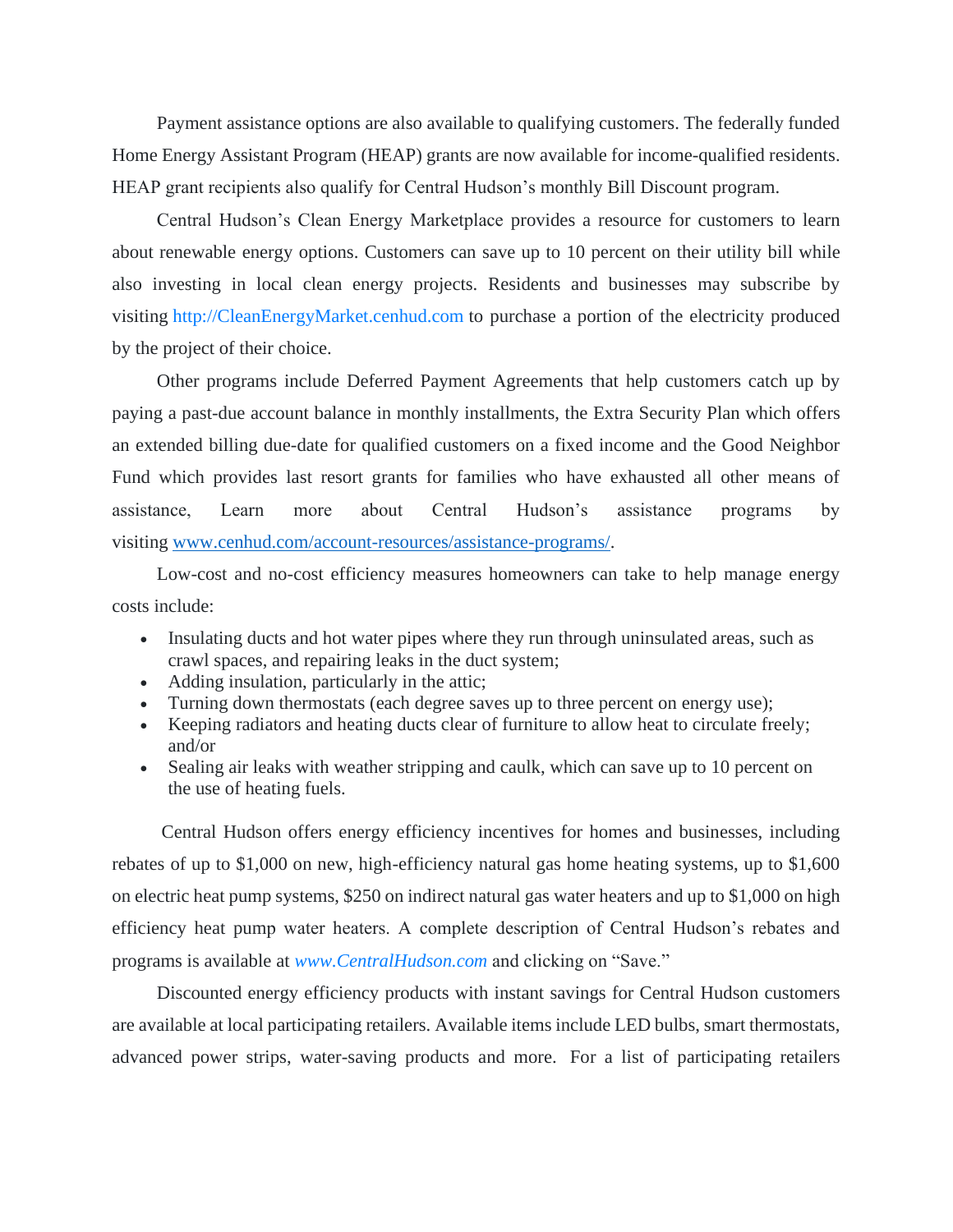Payment assistance options are also available to qualifying customers. The federally funded Home Energy Assistant Program (HEAP) grants are now available for income-qualified residents. HEAP grant recipients also qualify for Central Hudson's monthly Bill Discount program.

Central Hudson's Clean Energy Marketplace provides a resource for customers to learn about renewable energy options. Customers can save up to 10 percent on their utility bill while also investing in local clean energy projects. Residents and businesses may subscribe by visiting http://CleanEnergyMarket.cenhud.com to purchase a portion of the electricity produced by the project of their choice.

Other programs include Deferred Payment Agreements that help customers catch up by paying a past-due account balance in monthly installments, the Extra Security Plan which offers an extended billing due-date for qualified customers on a fixed income and the Good Neighbor Fund which provides last resort grants for families who have exhausted all other means of assistance, Learn more about Central Hudson's assistance programs by visiting www.cenhud.com/account-resources/assistance-programs/.

Low-cost and no-cost efficiency measures homeowners can take to help manage energy costs include:

- Insulating ducts and hot water pipes where they run through uninsulated areas, such as crawl spaces, and repairing leaks in the duct system;
- Adding insulation, particularly in the attic;
- Turning down thermostats (each degree saves up to three percent on energy use);
- Keeping radiators and heating ducts clear of furniture to allow heat to circulate freely; and/or
- Sealing air leaks with weather stripping and caulk, which can save up to 10 percent on the use of heating fuels.

Central Hudson offers energy efficiency incentives for homes and businesses, including rebates of up to $1,000 on new, high-efficiency natural gas home heating systems, up to $1,600 on electric heat pump systems, $250 on indirect natural gas water heaters and up to $1,000 on high efficiency heat pump water heaters. A complete description of Central Hudson's rebates and programs is available at *www.CentralHudson.com* and clicking on "Save."

Discounted energy efficiency products with instant savings for Central Hudson customers are available at local participating retailers. Available items include LED bulbs, smart thermostats, advanced power strips, water-saving products and more. For a list of participating retailers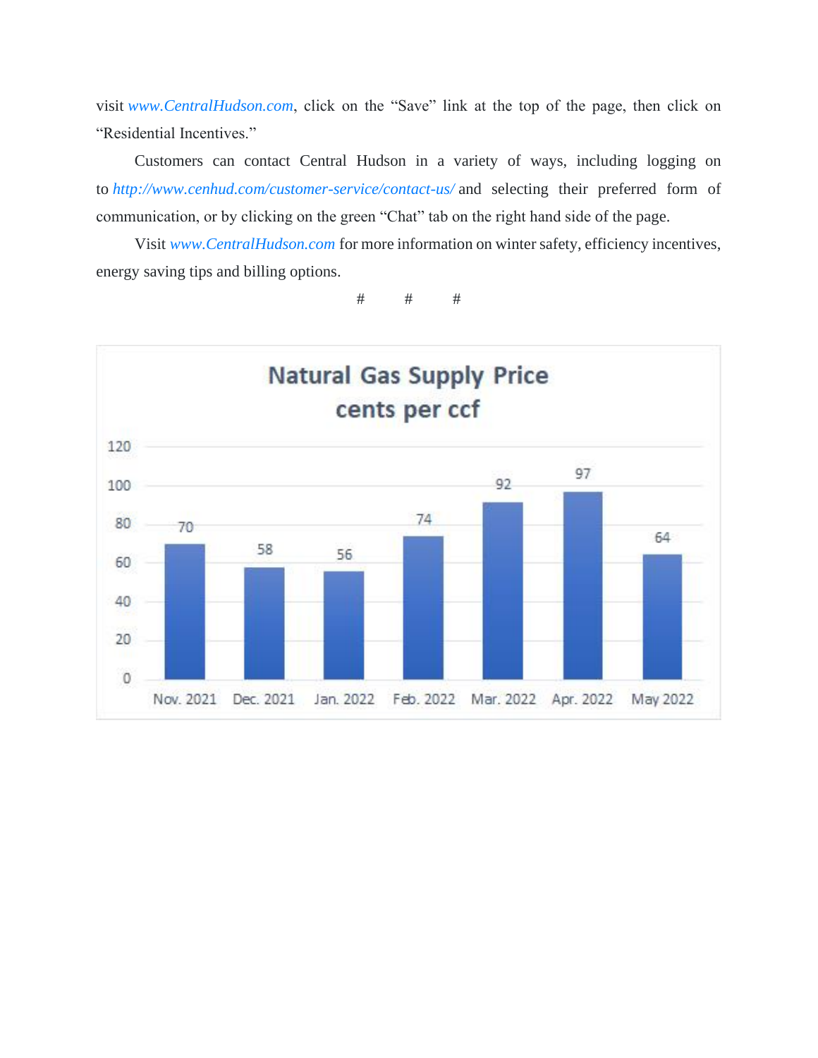visit *www.CentralHudson.com*, click on the "Save" link at the top of the page, then click on "Residential Incentives."

Customers can contact Central Hudson in a variety of ways, including logging on to *http://www.cenhud.com/customer-service/contact-us/* and selecting their preferred form of communication, or by clicking on the green "Chat" tab on the right hand side of the page.

Visit *www.CentralHudson.com* for more information on winter safety, efficiency incentives, energy saving tips and billing options.

# # #

Natural Gas Supply Price
cents per ccf

120
100
80
60
40
20
0

70
58
56
74
92
97
64

Nov. 2021
Dec. 2021
Jan. 2022
Feb. 2022
Mar. 2022
Apr. 2022
May 2022